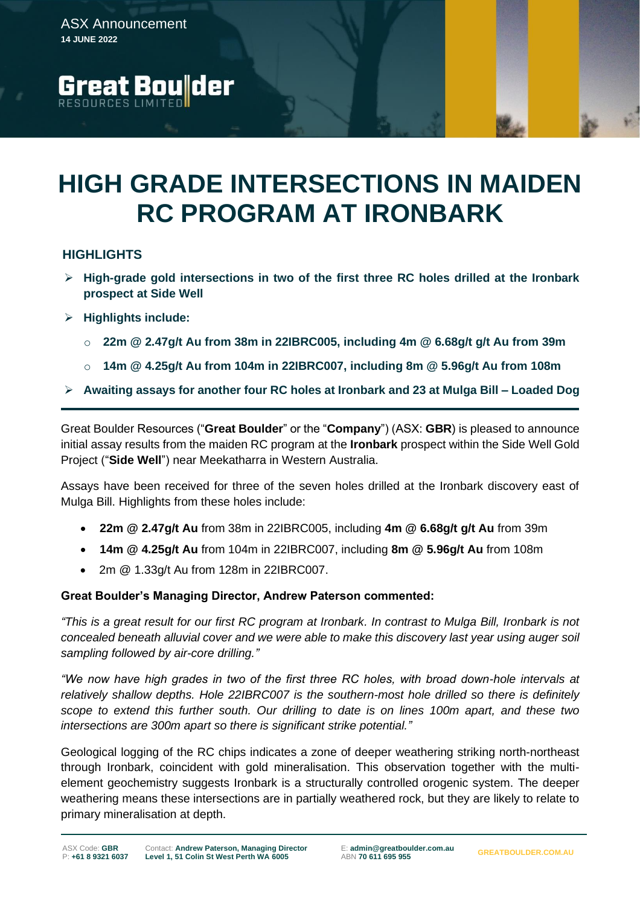ASX Announcement
**14 JUNE 2022**

# HIGH GRADE INTERSECTIONS IN MAIDEN RC PROGRAM AT IRONBARK

## HIGHLIGHTS

- **High-grade gold intersections in two of the first three RC holes drilled at the Ironbark prospect at Side Well**
- **Highlights include:**
  - **22m @ 2.47g/t Au from 38m in 22IBRC005, including 4m @ 6.68g/t g/t Au from 39m**
  - **14m @ 4.25g/t Au from 104m in 22IBRC007, including 8m @ 5.96g/t Au from 108m**
- **Awaiting assays for another four RC holes at Ironbark and 23 at Mulga Bill – Loaded Dog**

Great Boulder Resources ("**Great Boulder**" or the "**Company**") (ASX: **GBR**) is pleased to announce initial assay results from the maiden RC program at the **Ironbark** prospect within the Side Well Gold Project ("**Side Well**") near Meekatharra in Western Australia.

Assays have been received for three of the seven holes drilled at the Ironbark discovery east of Mulga Bill. Highlights from these holes include:

- **22m @ 2.47g/t Au** from 38m in 22IBRC005, including **4m @ 6.68g/t g/t Au** from 39m
- **14m @ 4.25g/t Au** from 104m in 22IBRC007, including **8m @ 5.96g/t Au** from 108m
- 2m @ 1.33g/t Au from 128m in 22IBRC007.

**Great Boulder's Managing Director, Andrew Paterson commented:**

*"This is a great result for our first RC program at Ironbark. In contrast to Mulga Bill, Ironbark is not concealed beneath alluvial cover and we were able to make this discovery last year using auger soil sampling followed by air-core drilling."*

*"We now have high grades in two of the first three RC holes, with broad down-hole intervals at relatively shallow depths. Hole 22IBRC007 is the southern-most hole drilled so there is definitely scope to extend this further south. Our drilling to date is on lines 100m apart, and these two intersections are 300m apart so there is significant strike potential."*

Geological logging of the RC chips indicates a zone of deeper weathering striking north-northeast through Ironbark, coincident with gold mineralisation. This observation together with the multi-element geochemistry suggests Ironbark is a structurally controlled orogenic system. The deeper weathering means these intersections are in partially weathered rock, but they are likely to relate to primary mineralisation at depth.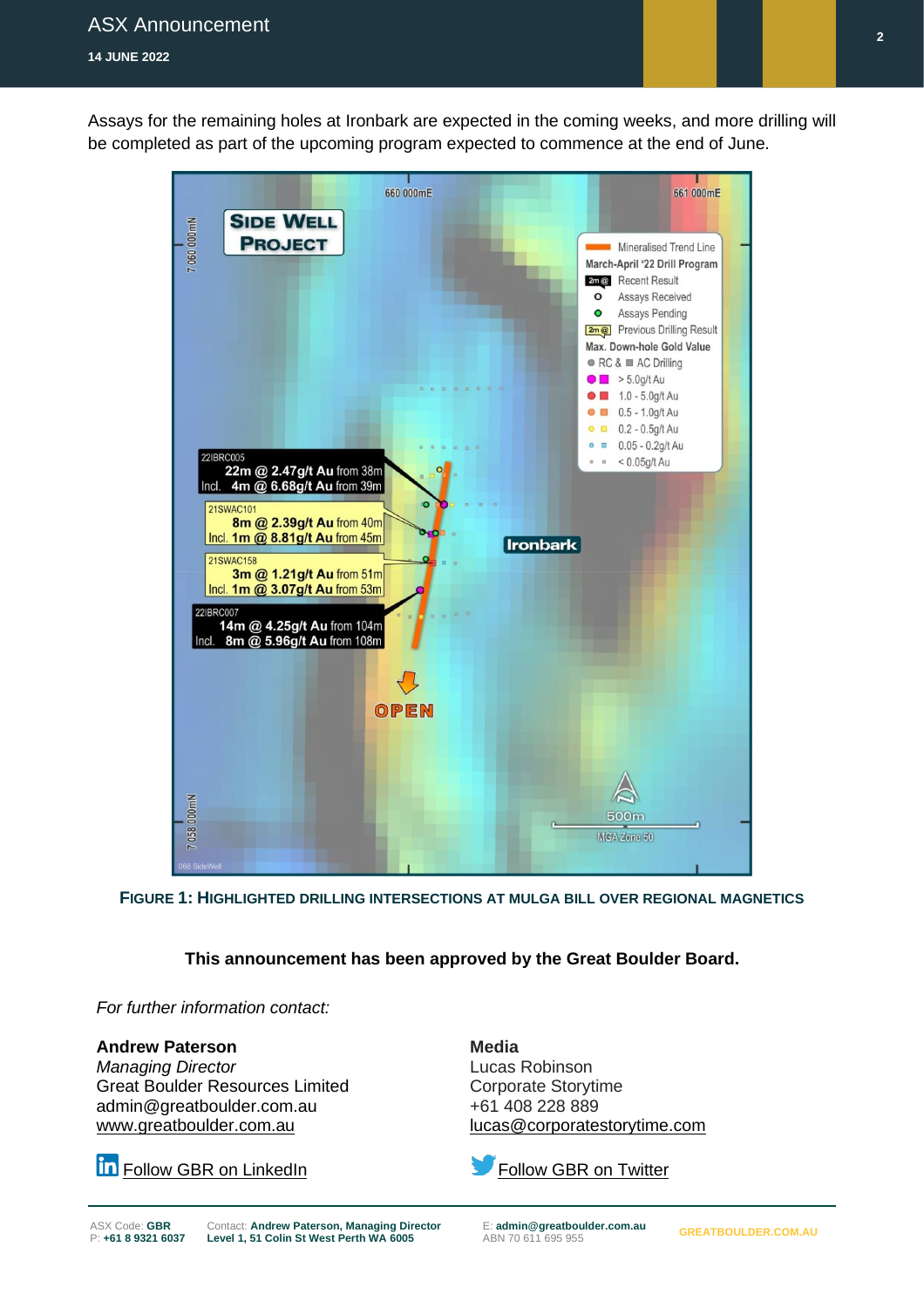Assays for the remaining holes at Ironbark are expected in the coming weeks, and more drilling will be completed as part of the upcoming program expected to commence at the end of June.

**FIGURE 1: HIGHLIGHTED DRILLING INTERSECTIONS AT MULGA BILL OVER REGIONAL MAGNETICS**

**This announcement has been approved by the Great Boulder Board.**

*For further information contact:*

**Andrew Paterson**
*Managing Director*
Great Boulder Resources Limited
admin@greatboulder.com.au
www.greatboulder.com.au

**Media**
Lucas Robinson
Corporate Storytime
+61 408 228 889
lucas@corporatestorytime.com

Follow GBR on LinkedIn

Follow GBR on Twitter

ASX Code: **GBR**
P: **+61 8 9321 6037**

Contact: **Andrew Paterson, Managing Director**
**Level 1, 51 Colin St West Perth WA 6005**

E: **admin@greatboulder.com.au**
ABN 70 611 695 955

**GREATBOULDER.COM.AU**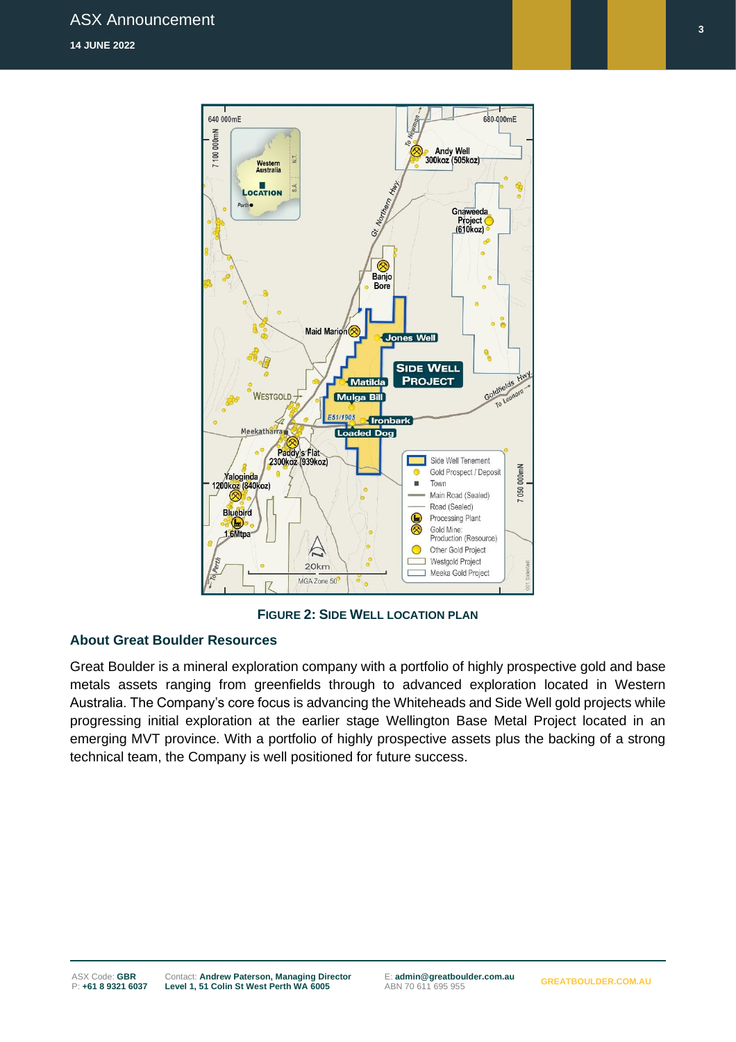**FIGURE 2: SIDE WELL LOCATION PLAN**

## About Great Boulder Resources

Great Boulder is a mineral exploration company with a portfolio of highly prospective gold and base metals assets ranging from greenfields through to advanced exploration located in Western Australia. The Company's core focus is advancing the Whiteheads and Side Well gold projects while progressing initial exploration at the earlier stage Wellington Base Metal Project located in an emerging MVT province. With a portfolio of highly prospective assets plus the backing of a strong technical team, the Company is well positioned for future success.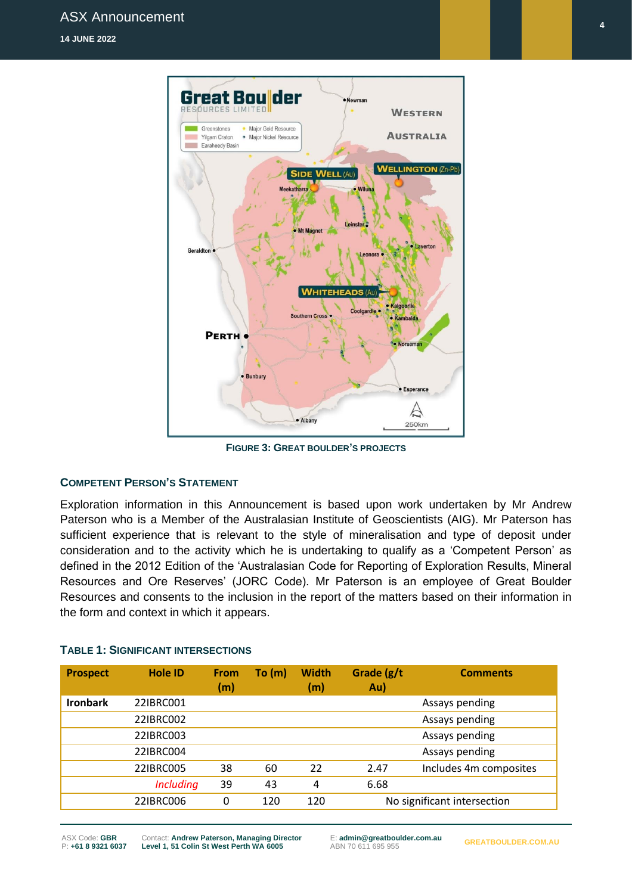**FIGURE 3: GREAT BOULDER'S PROJECTS**

## COMPETENT PERSON'S STATEMENT

Exploration information in this Announcement is based upon work undertaken by Mr Andrew Paterson who is a Member of the Australasian Institute of Geoscientists (AIG). Mr Paterson has sufficient experience that is relevant to the style of mineralisation and type of deposit under consideration and to the activity which he is undertaking to qualify as a 'Competent Person' as defined in the 2012 Edition of the 'Australasian Code for Reporting of Exploration Results, Mineral Resources and Ore Reserves' (JORC Code). Mr Paterson is an employee of Great Boulder Resources and consents to the inclusion in the report of the matters based on their information in the form and context in which it appears.

## TABLE 1: SIGNIFICANT INTERSECTIONS

| Prospect | Hole ID | From (m) | To (m) | Width (m) | Grade (g/t Au) | Comments |
|---|---|---|---|---|---|---|
| **Ironbark** | 22IBRC001 | | | | | Assays pending |
| | 22IBRC002 | | | | | Assays pending |
| | 22IBRC003 | | | | | Assays pending |
| | 22IBRC004 | | | | | Assays pending |
| | 22IBRC005 | 38 | 60 | 22 | 2.47 | Includes 4m composites |
| | *Including* | 39 | 43 | 4 | 6.68 | |
| | 22IBRC006 | 0 | 120 | 120 | No significant intersection | |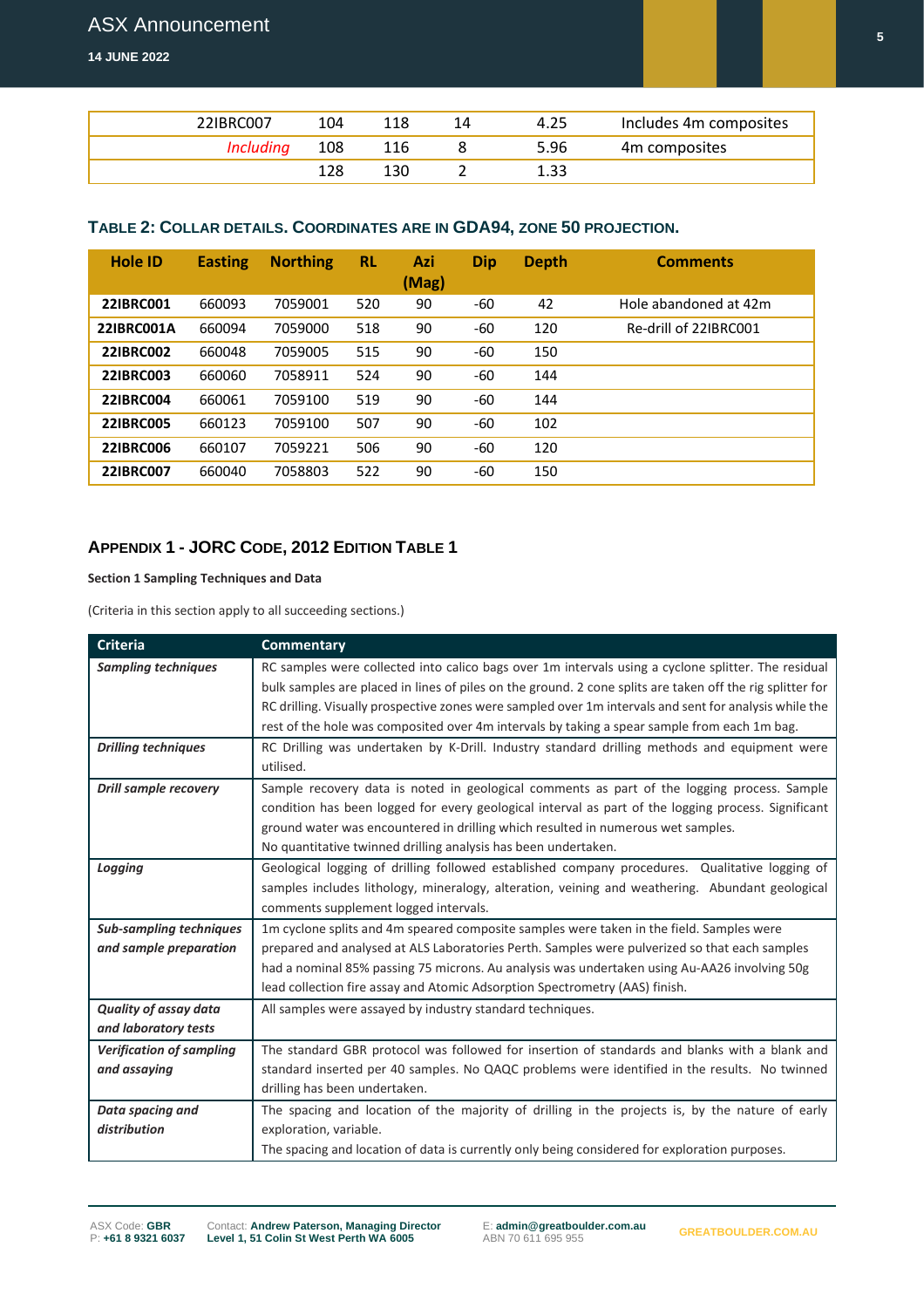| 22IBRC007 | 104 | 118 | 14 | 4.25 | Includes 4m composites |
|---|---|---|---|---|---|
| *Including* | 108 | 116 | 8 | 5.96 | 4m composites |
| | 128 | 130 | 2 | 1.33 | |

### TABLE 2: COLLAR DETAILS. COORDINATES ARE IN GDA94, ZONE 50 PROJECTION.

| Hole ID | Easting | Northing | RL | Azi (Mag) | Dip | Depth | Comments |
|---|---|---|---|---|---|---|---|
| **22IBRC001** | 660093 | 7059001 | 520 | 90 | -60 | 42 | Hole abandoned at 42m |
| **22IBRC001A** | 660094 | 7059000 | 518 | 90 | -60 | 120 | Re-drill of 22IBRC001 |
| **22IBRC002** | 660048 | 7059005 | 515 | 90 | -60 | 150 | |
| **22IBRC003** | 660060 | 7058911 | 524 | 90 | -60 | 144 | |
| **22IBRC004** | 660061 | 7059100 | 519 | 90 | -60 | 144 | |
| **22IBRC005** | 660123 | 7059100 | 507 | 90 | -60 | 102 | |
| **22IBRC006** | 660107 | 7059221 | 506 | 90 | -60 | 120 | |
| **22IBRC007** | 660040 | 7058803 | 522 | 90 | -60 | 150 | |

## APPENDIX 1 - JORC CODE, 2012 EDITION TABLE 1

**Section 1 Sampling Techniques and Data**

(Criteria in this section apply to all succeeding sections.)

| Criteria | Commentary |
|---|---|
| ***Sampling techniques*** | RC samples were collected into calico bags over 1m intervals using a cyclone splitter. The residual bulk samples are placed in lines of piles on the ground. 2 cone splits are taken off the rig splitter for RC drilling. Visually prospective zones were sampled over 1m intervals and sent for analysis while the rest of the hole was composited over 4m intervals by taking a spear sample from each 1m bag. |
| ***Drilling techniques*** | RC Drilling was undertaken by K-Drill. Industry standard drilling methods and equipment were utilised. |
| ***Drill sample recovery*** | Sample recovery data is noted in geological comments as part of the logging process. Sample condition has been logged for every geological interval as part of the logging process. Significant ground water was encountered in drilling which resulted in numerous wet samples.<br>No quantitative twinned drilling analysis has been undertaken. |
| ***Logging*** | Geological logging of drilling followed established company procedures. Qualitative logging of samples includes lithology, mineralogy, alteration, veining and weathering. Abundant geological comments supplement logged intervals. |
| ***Sub-sampling techniques and sample preparation*** | 1m cyclone splits and 4m speared composite samples were taken in the field. Samples were prepared and analysed at ALS Laboratories Perth. Samples were pulverized so that each samples had a nominal 85% passing 75 microns. Au analysis was undertaken using Au-AA26 involving 50g lead collection fire assay and Atomic Adsorption Spectrometry (AAS) finish. |
| ***Quality of assay data and laboratory tests*** | All samples were assayed by industry standard techniques. |
| ***Verification of sampling and assaying*** | The standard GBR protocol was followed for insertion of standards and blanks with a blank and standard inserted per 40 samples. No QAQC problems were identified in the results. No twinned drilling has been undertaken. |
| ***Data spacing and distribution*** | The spacing and location of the majority of drilling in the projects is, by the nature of early exploration, variable.<br>The spacing and location of data is currently only being considered for exploration purposes. |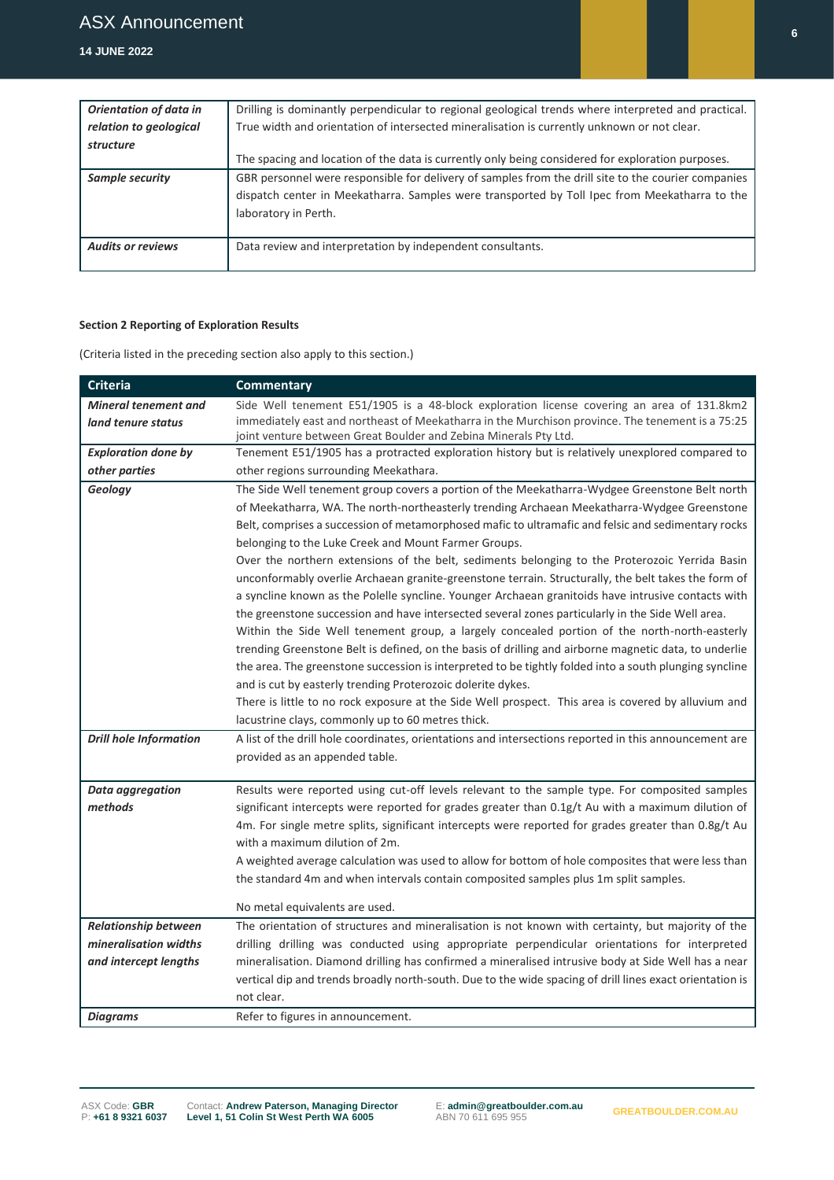| | |
|---|---|
| ***Orientation of data in relation to geological structure*** | Drilling is dominantly perpendicular to regional geological trends where interpreted and practical. True width and orientation of intersected mineralisation is currently unknown or not clear.<br><br>The spacing and location of the data is currently only being considered for exploration purposes. |
| ***Sample security*** | GBR personnel were responsible for delivery of samples from the drill site to the courier companies dispatch center in Meekatharra. Samples were transported by Toll Ipec from Meekatharra to the laboratory in Perth. |
| ***Audits or reviews*** | Data review and interpretation by independent consultants. |

**Section 2 Reporting of Exploration Results**

(Criteria listed in the preceding section also apply to this section.)

| Criteria | Commentary |
|---|---|
| ***Mineral tenement and land tenure status*** | Side Well tenement E51/1905 is a 48-block exploration license covering an area of 131.8km2 immediately east and northeast of Meekatharra in the Murchison province. The tenement is a 75:25 joint venture between Great Boulder and Zebina Minerals Pty Ltd. |
| ***Exploration done by other parties*** | Tenement E51/1905 has a protracted exploration history but is relatively unexplored compared to other regions surrounding Meekathara. |
| ***Geology*** | The Side Well tenement group covers a portion of the Meekatharra-Wydgee Greenstone Belt north of Meekatharra, WA. The north-northeasterly trending Archaean Meekatharra-Wydgee Greenstone Belt, comprises a succession of metamorphosed mafic to ultramafic and felsic and sedimentary rocks belonging to the Luke Creek and Mount Farmer Groups.<br>Over the northern extensions of the belt, sediments belonging to the Proterozoic Yerrida Basin unconformably overlie Archaean granite-greenstone terrain. Structurally, the belt takes the form of a syncline known as the Polelle syncline. Younger Archaean granitoids have intrusive contacts with the greenstone succession and have intersected several zones particularly in the Side Well area.<br>Within the Side Well tenement group, a largely concealed portion of the north-north-easterly trending Greenstone Belt is defined, on the basis of drilling and airborne magnetic data, to underlie the area. The greenstone succession is interpreted to be tightly folded into a south plunging syncline and is cut by easterly trending Proterozoic dolerite dykes.<br>There is little to no rock exposure at the Side Well prospect. This area is covered by alluvium and lacustrine clays, commonly up to 60 metres thick. |
| ***Drill hole Information*** | A list of the drill hole coordinates, orientations and intersections reported in this announcement are provided as an appended table. |
| ***Data aggregation methods*** | Results were reported using cut-off levels relevant to the sample type. For composited samples significant intercepts were reported for grades greater than 0.1g/t Au with a maximum dilution of 4m. For single metre splits, significant intercepts were reported for grades greater than 0.8g/t Au with a maximum dilution of 2m.<br>A weighted average calculation was used to allow for bottom of hole composites that were less than the standard 4m and when intervals contain composited samples plus 1m split samples.<br><br>No metal equivalents are used. |
| ***Relationship between mineralisation widths and intercept lengths*** | The orientation of structures and mineralisation is not known with certainty, but majority of the drilling drilling was conducted using appropriate perpendicular orientations for interpreted mineralisation. Diamond drilling has confirmed a mineralised intrusive body at Side Well has a near vertical dip and trends broadly north-south. Due to the wide spacing of drill lines exact orientation is not clear. |
| ***Diagrams*** | Refer to figures in announcement. |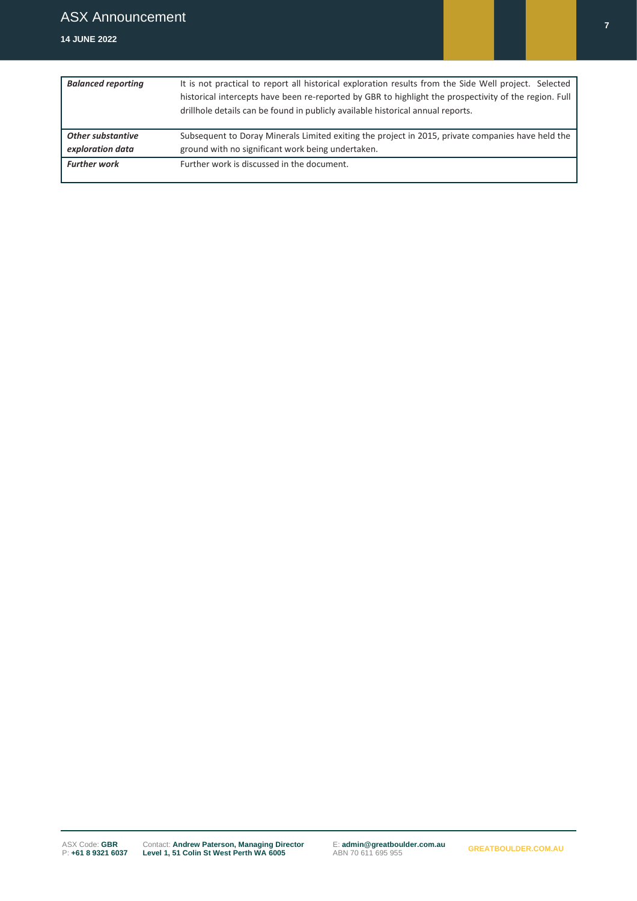| | |
|---|---|
| ***Balanced reporting*** | It is not practical to report all historical exploration results from the Side Well project. Selected historical intercepts have been re-reported by GBR to highlight the prospectivity of the region. Full drillhole details can be found in publicly available historical annual reports. |
| ***Other substantive exploration data*** | Subsequent to Doray Minerals Limited exiting the project in 2015, private companies have held the ground with no significant work being undertaken. |
| ***Further work*** | Further work is discussed in the document. |